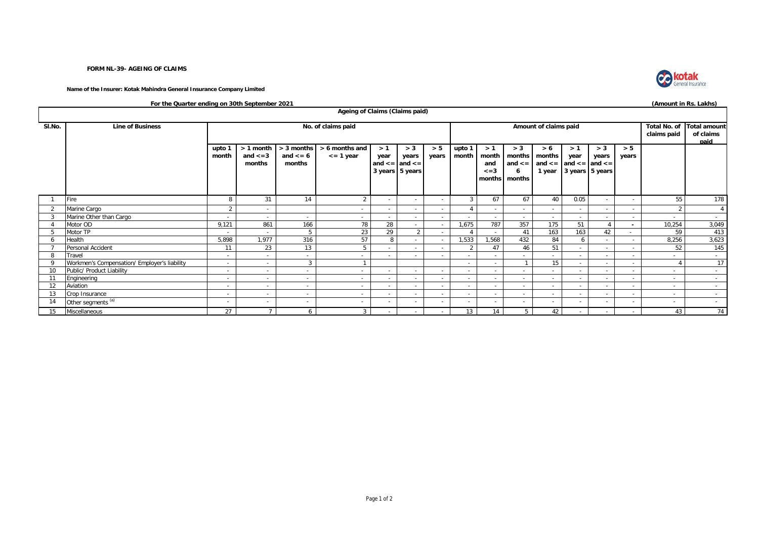**FORM NL-39- AGEING OF CLAIMS**

**Name of the Insurer: Kotak Mahindra General Insurance Company Limited**

**For the Quarter ending on 30th September 2021** **(Amount in Rs. Lakhs)**

**Ageing of Claims (Claims paid)**

| Sl.No. | Line of Business | No. of claims paid | | | | | | | Amount of claims paid | | | | | | | Total No. of claims paid | Total amount of claims paid |
|---|---|---|---|---|---|---|---|---|---|---|---|---|---|---|---|---|---|
| | | upto 1 month | > 1 month and <=3 months | > 3 months and <= 6 months | > 6 months and <= 1 year | > 1 year and <= 3 years | > 3 years and <= 5 years | > 5 years | upto 1 month | > 1 month and <=3 months | > 3 months and <= 6 months | > 6 months and <= 1 year | > 1 year and <= 3 years | > 3 years and <= 5 years | > 5 years | | |
| 1 | Fire | 8 | 31 | 14 | 2 | - | - | - | 3 | 67 | 67 | 40 | 0.05 | - | - | 55 | 178 |
| 2 | Marine Cargo | 2 | - | | - | - | - | - | 4 | - | - | - | - | - | - | 2 | 4 |
| 3 | Marine Other than Cargo | - | - | - | - | - | - | - | - | - | - | - | - | - | - | - | - |
| 4 | Motor OD | 9,121 | 861 | 166 | 78 | 28 | - | - | 1,675 | 787 | 357 | 175 | 51 | 4 | - | 10,254 | 3,049 |
| 5 | Motor TP | - | - | 5 | 23 | 29 | 2 | - | 4 | - | 41 | 163 | 163 | 42 | - | 59 | 413 |
| 6 | Health | 5,898 | 1,977 | 316 | 57 | 8 | - | - | 1,533 | 1,568 | 432 | 84 | 6 | - | - | 8,256 | 3,623 |
| 7 | Personal Accident | 11 | 23 | 13 | 5 | - | - | - | 2 | 47 | 46 | 51 | - | - | - | 52 | 145 |
| 8 | Travel | - | - | - | - | - | - | - | - | - | - | - | - | - | - | - | - |
| 9 | Workmen's Compensation/ Employer's liability | - | - | 3 | 1 | | | | - | - | 1 | 15 | - | - | - | 4 | 17 |
| 10 | Public/ Product Liability | - | - | - | - | - | - | - | - | - | - | - | - | - | - | - | - |
| 11 | Engineering | - | - | - | - | - | - | - | - | - | - | - | - | - | - | - | - |
| 12 | Aviation | - | - | - | - | - | - | - | - | - | - | - | - | - | - | - | - |
| 13 | Crop Insurance | - | - | - | - | - | - | - | - | - | - | - | - | - | - | - | - |
| 14 | Other segments [(a)] | - | - | - | - | - | - | - | - | - | - | - | - | - | - | - | - |
| 15 | Miscellaneous | 27 | 7 | 6 | 3 | - | - | - | 13 | 14 | 5 | 42 | - | - | - | 43 | 74 |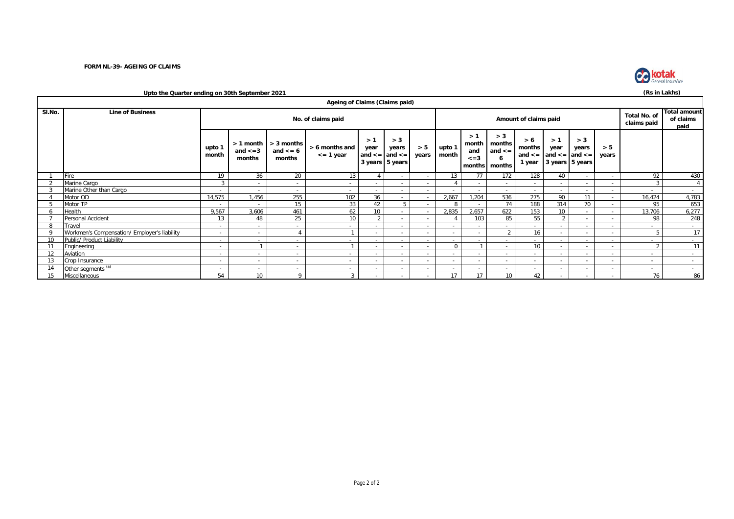**FORM NL-39- AGEING OF CLAIMS**

**Upto the Quarter ending on 30th September 2021** **(Rs in Lakhs)**

| Sl.No. | Line of Business | Ageing of Claims (Claims paid) | | | | | | | | | | | | | | Total No. of claims paid | Total amount of claims paid |
|---|---|---|---|---|---|---|---|---|---|---|---|---|---|---|---|---|---|
| | | No. of claims paid | | | | | | | Amount of claims paid | | | | | | | | |
| | | upto 1 month | > 1 month and <=3 months | > 3 months and <= 6 months | > 6 months and <= 1 year | > 1 year and <= 3 years | > 3 years and <= 5 years | > 5 years | upto 1 month | > 1 month and <=3 months | > 3 months and <= 6 months | > 6 months and <= 1 year | > 1 year and <= 3 years | > 3 years and <= 5 years | > 5 years | | |
| 1 | Fire | 19 | 36 | 20 | 13 | 4 | - | - | 13 | 77 | 172 | 128 | 40 | - | - | 92 | 430 |
| 2 | Marine Cargo | 3 | - | - | - | - | - | - | 4 | - | - | - | - | - | - | 3 | 4 |
| 3 | Marine Other than Cargo | - | - | - | - | - | - | - | - | - | - | - | - | - | - | - | - |
| 4 | Motor OD | 14,575 | 1,456 | 255 | 102 | 36 | - | - | 2,667 | 1,204 | 536 | 275 | 90 | 11 | - | 16,424 | 4,783 |
| 5 | Motor TP | - | - | 15 | 33 | 42 | 5 | - | 8 | - | 74 | 188 | 314 | 70 | - | 95 | 653 |
| 6 | Health | 9,567 | 3,606 | 461 | 62 | 10 | - | - | 2,835 | 2,657 | 622 | 153 | 10 | - | - | 13,706 | 6,277 |
| 7 | Personal Accident | 13 | 48 | 25 | 10 | 2 | - | - | 4 | 103 | 85 | 55 | 2 | - | - | 98 | 248 |
| 8 | Travel | - | - | - | - | - | - | - | - | - | - | - | - | - | - | - | - |
| 9 | Workmen's Compensation/ Employer's liability | - | - | 4 | 1 | - | - | - | - | - | 2 | 16 | - | - | - | 5 | 17 |
| 10 | Public/ Product Liability | - | - | - | - | - | - | - | - | - | - | - | - | - | - | - | - |
| 11 | Engineering | - | 1 | - | 1 | - | - | - | 0 | 1 | - | 10 | - | - | - | 2 | 11 |
| 12 | Aviation | - | - | - | - | - | - | - | - | - | - | - | - | - | - | - | - |
| 13 | Crop Insurance | - | - | - | - | - | - | - | - | - | - | - | - | - | - | - | - |
| 14 | Other segments [(a)] | - | - | - | - | - | - | - | - | - | - | - | - | - | - | - | - |
| 15 | Miscellaneous | 54 | 10 | 9 | 3 | - | - | - | 17 | 17 | 10 | 42 | - | - | - | 76 | 86 |